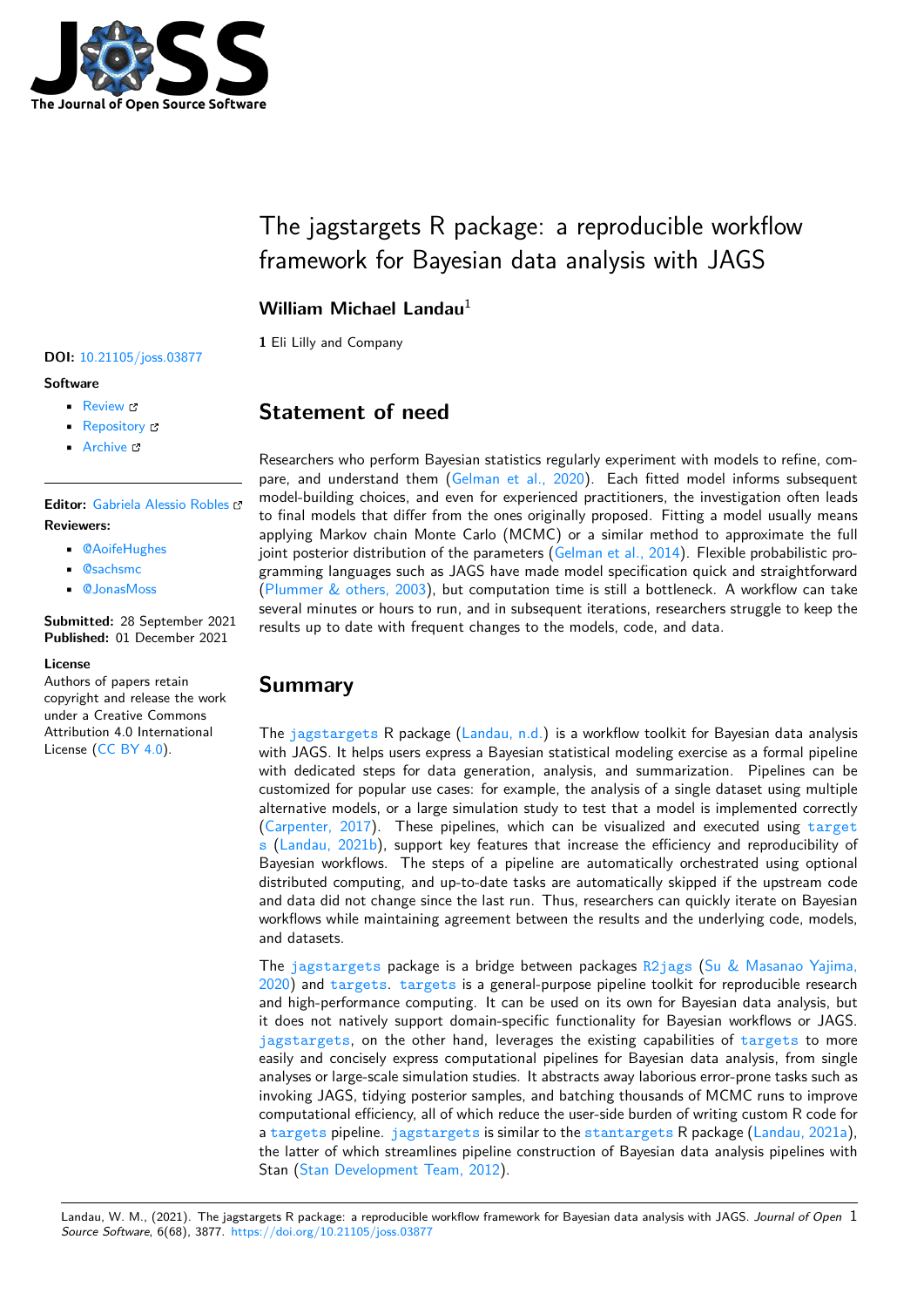# The jagstargets R package: a reproducible workflow framework for Bayesian data analysis with JAGS

**William Michael Landau**[1]

**1** Eli Lilly and Company

**DOI:** 10.21105/joss.03877

**Software**

- Review
- Repository
- Archive

**Editor:** Gabriela Alessio Robles

**Reviewers:**

- @AoifeHughes
- @sachsmc
- @JonasMoss

**Submitted:** 28 September 2021
**Published:** 01 December 2021

**License**
Authors of papers retain copyright and release the work under a Creative Commons Attribution 4.0 International License (CC BY 4.0).

## Statement of need

Researchers who perform Bayesian statistics regularly experiment with models to refine, compare, and understand them (Gelman et al., 2020). Each fitted model informs subsequent model-building choices, and even for experienced practitioners, the investigation often leads to final models that differ from the ones originally proposed. Fitting a model usually means applying Markov chain Monte Carlo (MCMC) or a similar method to approximate the full joint posterior distribution of the parameters (Gelman et al., 2014). Flexible probabilistic programming languages such as JAGS have made model specification quick and straightforward (Plummer & others, 2003), but computation time is still a bottleneck. A workflow can take several minutes or hours to run, and in subsequent iterations, researchers struggle to keep the results up to date with frequent changes to the models, code, and data.

## Summary

The `jagstargets` R package (Landau, n.d.) is a workflow toolkit for Bayesian data analysis with JAGS. It helps users express a Bayesian statistical modeling exercise as a formal pipeline with dedicated steps for data generation, analysis, and summarization. Pipelines can be customized for popular use cases: for example, the analysis of a single dataset using multiple alternative models, or a large simulation study to test that a model is implemented correctly (Carpenter, 2017). These pipelines, which can be visualized and executed using `targets` (Landau, 2021b), support key features that increase the efficiency and reproducibility of Bayesian workflows. The steps of a pipeline are automatically orchestrated using optional distributed computing, and up-to-date tasks are automatically skipped if the upstream code and data did not change since the last run. Thus, researchers can quickly iterate on Bayesian workflows while maintaining agreement between the results and the underlying code, models, and datasets.

The `jagstargets` package is a bridge between packages `R2jags` (Su & Masanao Yajima, 2020) and `targets`. `targets` is a general-purpose pipeline toolkit for reproducible research and high-performance computing. It can be used on its own for Bayesian data analysis, but it does not natively support domain-specific functionality for Bayesian workflows or JAGS. `jagstargets`, on the other hand, leverages the existing capabilities of `targets` to more easily and concisely express computational pipelines for Bayesian data analysis, from single analyses or large-scale simulation studies. It abstracts away laborious error-prone tasks such as invoking JAGS, tidying posterior samples, and batching thousands of MCMC runs to improve computational efficiency, all of which reduce the user-side burden of writing custom R code for a `targets` pipeline. `jagstargets` is similar to the `stantargets` R package (Landau, 2021a), the latter of which streamlines pipeline construction of Bayesian data analysis pipelines with Stan (Stan Development Team, 2012).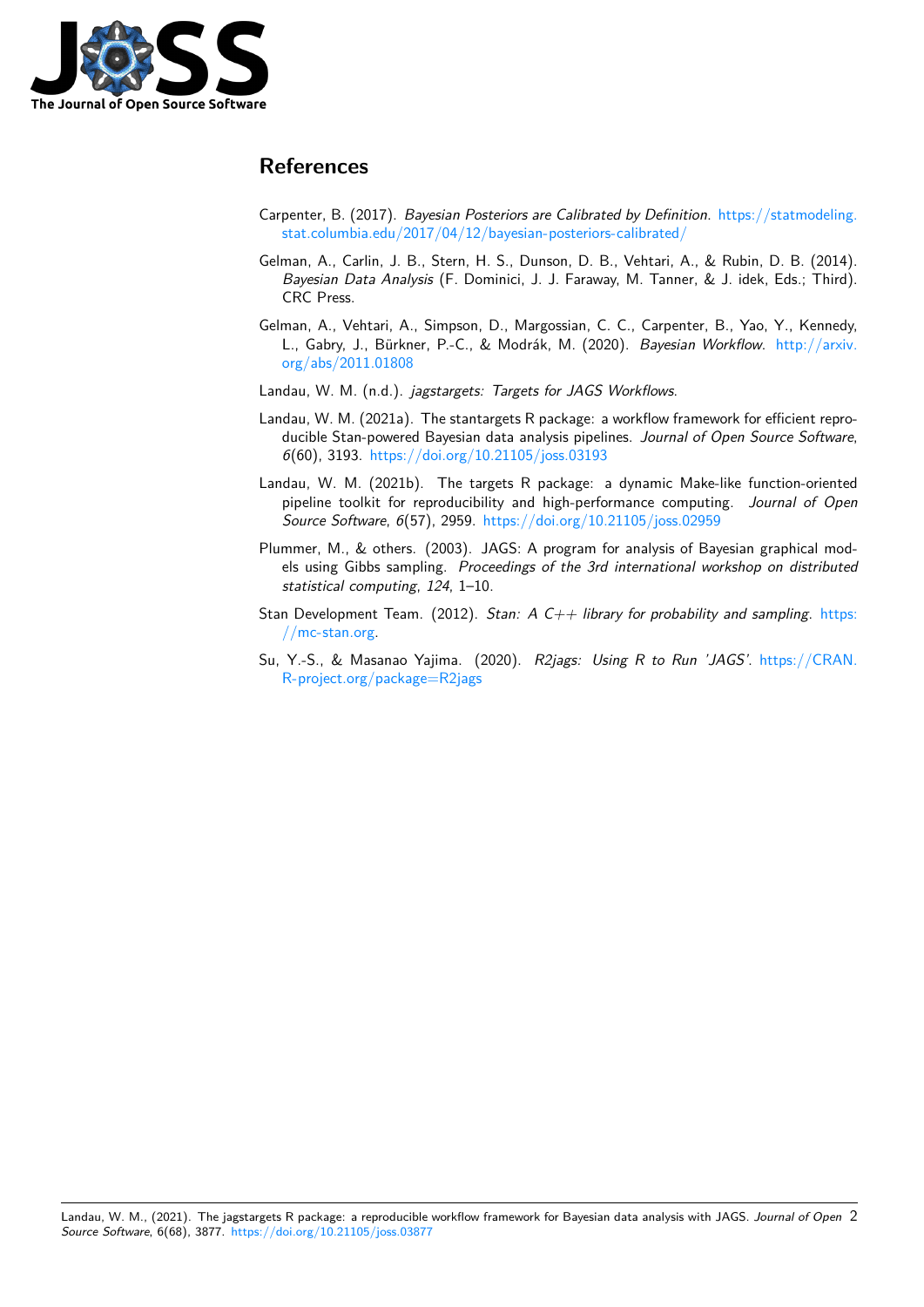## References

Carpenter, B. (2017). *Bayesian Posteriors are Calibrated by Definition*. https://statmodeling.stat.columbia.edu/2017/04/12/bayesian-posteriors-calibrated/

Gelman, A., Carlin, J. B., Stern, H. S., Dunson, D. B., Vehtari, A., & Rubin, D. B. (2014). *Bayesian Data Analysis* (F. Dominici, J. J. Faraway, M. Tanner, & J. idek, Eds.; Third). CRC Press.

Gelman, A., Vehtari, A., Simpson, D., Margossian, C. C., Carpenter, B., Yao, Y., Kennedy, L., Gabry, J., Bürkner, P.-C., & Modrák, M. (2020). *Bayesian Workflow*. http://arxiv.org/abs/2011.01808

Landau, W. M. (n.d.). *jagstargets: Targets for JAGS Workflows*.

Landau, W. M. (2021a). The stantargets R package: a workflow framework for efficient reproducible Stan-powered Bayesian data analysis pipelines. *Journal of Open Source Software*, *6*(60), 3193. https://doi.org/10.21105/joss.03193

Landau, W. M. (2021b). The targets R package: a dynamic Make-like function-oriented pipeline toolkit for reproducibility and high-performance computing. *Journal of Open Source Software*, *6*(57), 2959. https://doi.org/10.21105/joss.02959

Plummer, M., & others. (2003). JAGS: A program for analysis of Bayesian graphical models using Gibbs sampling. *Proceedings of the 3rd international workshop on distributed statistical computing*, *124*, 1–10.

Stan Development Team. (2012). *Stan: A C++ library for probability and sampling*. https://mc-stan.org.

Su, Y.-S., & Masanao Yajima. (2020). *R2jags: Using R to Run 'JAGS'*. https://CRAN.R-project.org/package=R2jags